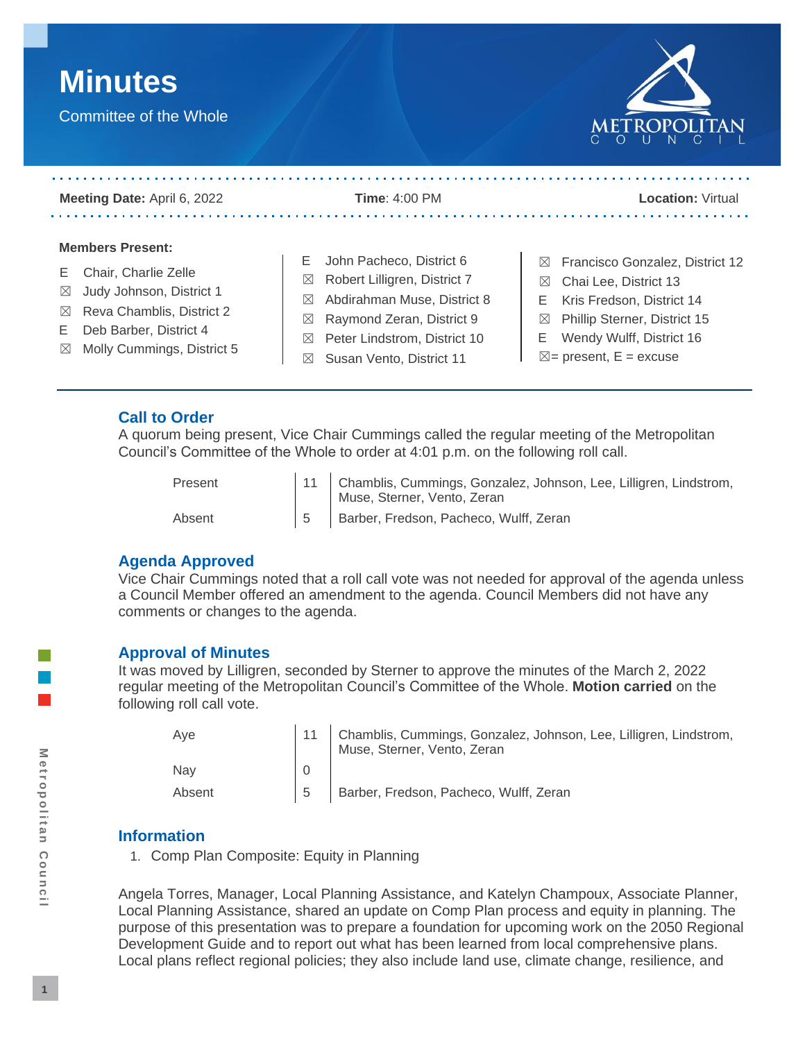# Minutes

Committee of the Whole

**Meeting Date:** April 6, 2022 **Time**: 4:00 PM **Location:** Virtual

**Members Present:**

- E Chair, Charlie Zelle
- ☒ Judy Johnson, District 1
- ☒ Reva Chamblis, District 2
- E Deb Barber, District 4
- ☒ Molly Cummings, District 5
- E John Pacheco, District 6
- ☒ Robert Lilligren, District 7
- ☒ Abdirahman Muse, District 8
- ☒ Raymond Zeran, District 9
- ☒ Peter Lindstrom, District 10
- ☒ Susan Vento, District 11
- ☒ Francisco Gonzalez, District 12
- ☒ Chai Lee, District 13
- E Kris Fredson, District 14
- ☒ Phillip Sterner, District 15
- E Wendy Wulff, District 16

☒= present, E = excuse

## Call to Order

A quorum being present, Vice Chair Cummings called the regular meeting of the Metropolitan Council's Committee of the Whole to order at 4:01 p.m. on the following roll call.

| | | |
|---|---|---|
| Present | 11 | Chamblis, Cummings, Gonzalez, Johnson, Lee, Lilligren, Lindstrom, Muse, Sterner, Vento, Zeran |
| Absent | 5 | Barber, Fredson, Pacheco, Wulff, Zeran |

## Agenda Approved

Vice Chair Cummings noted that a roll call vote was not needed for approval of the agenda unless a Council Member offered an amendment to the agenda. Council Members did not have any comments or changes to the agenda.

## Approval of Minutes

It was moved by Lilligren, seconded by Sterner to approve the minutes of the March 2, 2022 regular meeting of the Metropolitan Council's Committee of the Whole. **Motion carried** on the following roll call vote.

| | | |
|---|---|---|
| Aye | 11 | Chamblis, Cummings, Gonzalez, Johnson, Lee, Lilligren, Lindstrom, Muse, Sterner, Vento, Zeran |
| Nay | 0 | |
| Absent | 5 | Barber, Fredson, Pacheco, Wulff, Zeran |

## Information

1. Comp Plan Composite: Equity in Planning

Angela Torres, Manager, Local Planning Assistance, and Katelyn Champoux, Associate Planner, Local Planning Assistance, shared an update on Comp Plan process and equity in planning. The purpose of this presentation was to prepare a foundation for upcoming work on the 2050 Regional Development Guide and to report out what has been learned from local comprehensive plans. Local plans reflect regional policies; they also include land use, climate change, resilience, and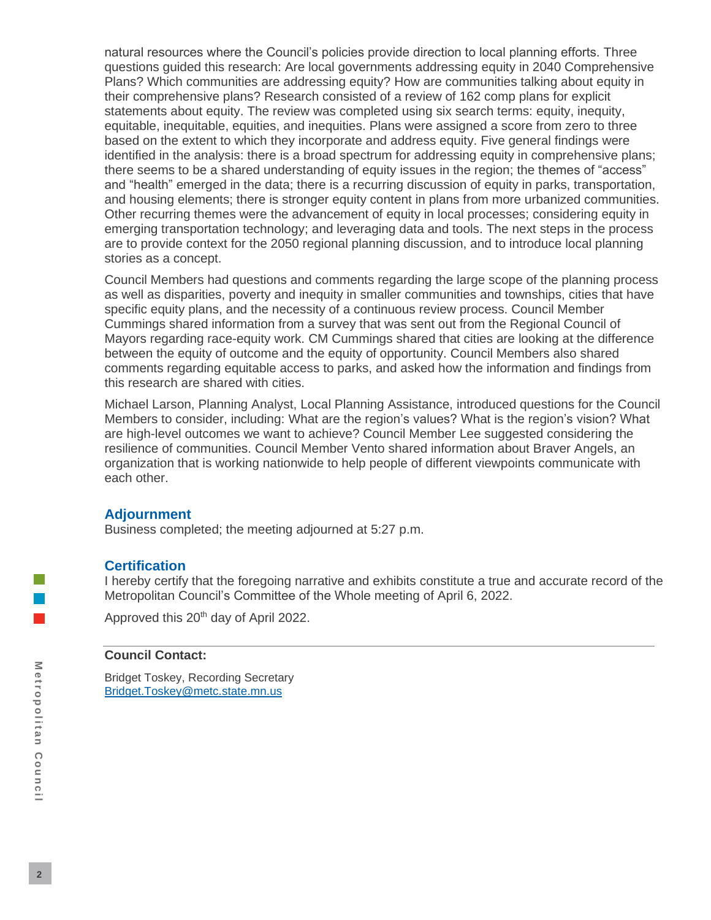natural resources where the Council's policies provide direction to local planning efforts. Three questions guided this research: Are local governments addressing equity in 2040 Comprehensive Plans? Which communities are addressing equity? How are communities talking about equity in their comprehensive plans? Research consisted of a review of 162 comp plans for explicit statements about equity. The review was completed using six search terms: equity, inequity, equitable, inequitable, equities, and inequities. Plans were assigned a score from zero to three based on the extent to which they incorporate and address equity. Five general findings were identified in the analysis: there is a broad spectrum for addressing equity in comprehensive plans; there seems to be a shared understanding of equity issues in the region; the themes of "access" and "health" emerged in the data; there is a recurring discussion of equity in parks, transportation, and housing elements; there is stronger equity content in plans from more urbanized communities. Other recurring themes were the advancement of equity in local processes; considering equity in emerging transportation technology; and leveraging data and tools. The next steps in the process are to provide context for the 2050 regional planning discussion, and to introduce local planning stories as a concept.

Council Members had questions and comments regarding the large scope of the planning process as well as disparities, poverty and inequity in smaller communities and townships, cities that have specific equity plans, and the necessity of a continuous review process. Council Member Cummings shared information from a survey that was sent out from the Regional Council of Mayors regarding race-equity work. CM Cummings shared that cities are looking at the difference between the equity of outcome and the equity of opportunity. Council Members also shared comments regarding equitable access to parks, and asked how the information and findings from this research are shared with cities.

Michael Larson, Planning Analyst, Local Planning Assistance, introduced questions for the Council Members to consider, including: What are the region's values? What is the region's vision? What are high-level outcomes we want to achieve? Council Member Lee suggested considering the resilience of communities. Council Member Vento shared information about Braver Angels, an organization that is working nationwide to help people of different viewpoints communicate with each other.

## Adjournment

Business completed; the meeting adjourned at 5:27 p.m.

## Certification

I hereby certify that the foregoing narrative and exhibits constitute a true and accurate record of the Metropolitan Council's Committee of the Whole meeting of April 6, 2022.

Approved this 20th day of April 2022.

---

**Council Contact:**

Bridget Toskey, Recording Secretary
Bridget.Toskey@metc.state.mn.us